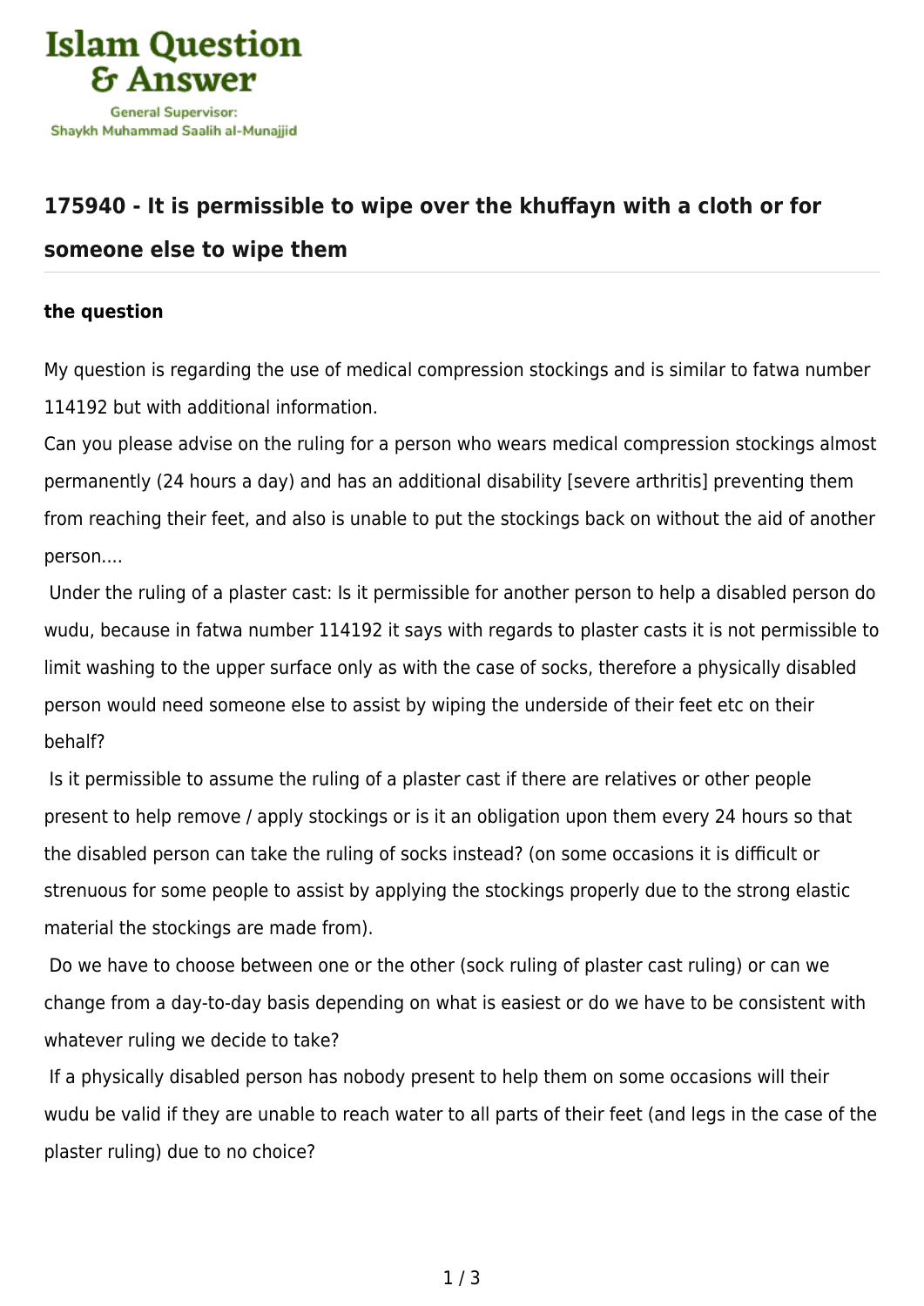# 175940 - It is permissible to wipe over the khuffayn with a cloth or for someone else to wipe them

### the question

My question is regarding the use of medical compression stockings and is similar to fatwa number 114192 but with additional information.

Can you please advise on the ruling for a person who wears medical compression stockings almost permanently (24 hours a day) and has an additional disability [severe arthritis] preventing them from reaching their feet, and also is unable to put the stockings back on without the aid of another person....

Under the ruling of a plaster cast: Is it permissible for another person to help a disabled person do wudu, because in fatwa number 114192 it says with regards to plaster casts it is not permissible to limit washing to the upper surface only as with the case of socks, therefore a physically disabled person would need someone else to assist by wiping the underside of their feet etc on their behalf?

Is it permissible to assume the ruling of a plaster cast if there are relatives or other people present to help remove / apply stockings or is it an obligation upon them every 24 hours so that the disabled person can take the ruling of socks instead? (on some occasions it is difficult or strenuous for some people to assist by applying the stockings properly due to the strong elastic material the stockings are made from).

Do we have to choose between one or the other (sock ruling of plaster cast ruling) or can we change from a day-to-day basis depending on what is easiest or do we have to be consistent with whatever ruling we decide to take?

If a physically disabled person has nobody present to help them on some occasions will their wudu be valid if they are unable to reach water to all parts of their feet (and legs in the case of the plaster ruling) due to no choice?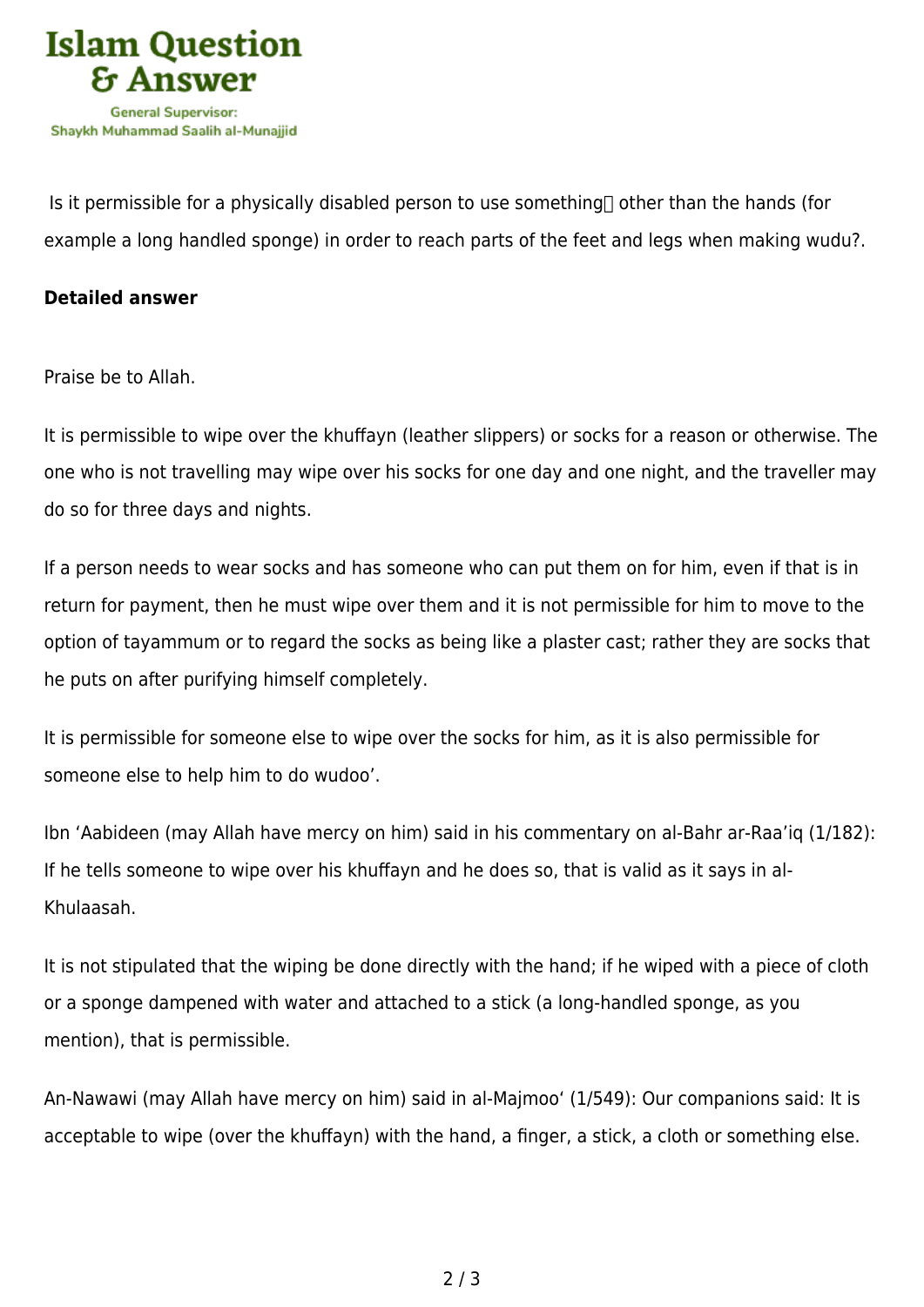Is it permissible for a physically disabled person to use something other than the hands (for example a long handled sponge) in order to reach parts of the feet and legs when making wudu?.

**Detailed answer**

Praise be to Allah.

It is permissible to wipe over the khuffayn (leather slippers) or socks for a reason or otherwise. The one who is not travelling may wipe over his socks for one day and one night, and the traveller may do so for three days and nights.

If a person needs to wear socks and has someone who can put them on for him, even if that is in return for payment, then he must wipe over them and it is not permissible for him to move to the option of tayammum or to regard the socks as being like a plaster cast; rather they are socks that he puts on after purifying himself completely.

It is permissible for someone else to wipe over the socks for him, as it is also permissible for someone else to help him to do wudoo'.

Ibn 'Aabideen (may Allah have mercy on him) said in his commentary on al-Bahr ar-Raa'iq (1/182): If he tells someone to wipe over his khuffayn and he does so, that is valid as it says in al-Khulaasah.

It is not stipulated that the wiping be done directly with the hand; if he wiped with a piece of cloth or a sponge dampened with water and attached to a stick (a long-handled sponge, as you mention), that is permissible.

An-Nawawi (may Allah have mercy on him) said in al-Majmoo' (1/549): Our companions said: It is acceptable to wipe (over the khuffayn) with the hand, a finger, a stick, a cloth or something else.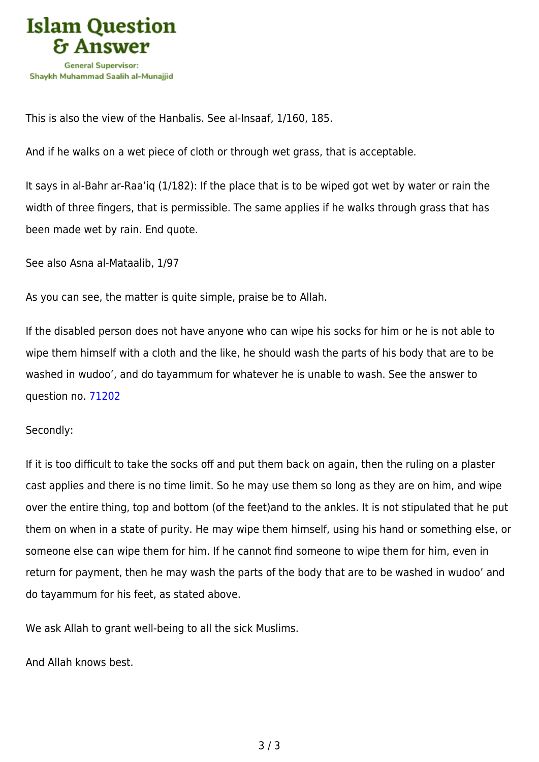This is also the view of the Hanbalis. See al-Insaaf, 1/160, 185.

And if he walks on a wet piece of cloth or through wet grass, that is acceptable.

It says in al-Bahr ar-Raa'iq (1/182): If the place that is to be wiped got wet by water or rain the width of three fingers, that is permissible. The same applies if he walks through grass that has been made wet by rain. End quote.

See also Asna al-Mataalib, 1/97

As you can see, the matter is quite simple, praise be to Allah.

If the disabled person does not have anyone who can wipe his socks for him or he is not able to wipe them himself with a cloth and the like, he should wash the parts of his body that are to be washed in wudoo', and do tayammum for whatever he is unable to wash. See the answer to question no. 71202

Secondly:

If it is too difficult to take the socks off and put them back on again, then the ruling on a plaster cast applies and there is no time limit. So he may use them so long as they are on him, and wipe over the entire thing, top and bottom (of the feet)and to the ankles. It is not stipulated that he put them on when in a state of purity. He may wipe them himself, using his hand or something else, or someone else can wipe them for him. If he cannot find someone to wipe them for him, even in return for payment, then he may wash the parts of the body that are to be washed in wudoo' and do tayammum for his feet, as stated above.

We ask Allah to grant well-being to all the sick Muslims.

And Allah knows best.